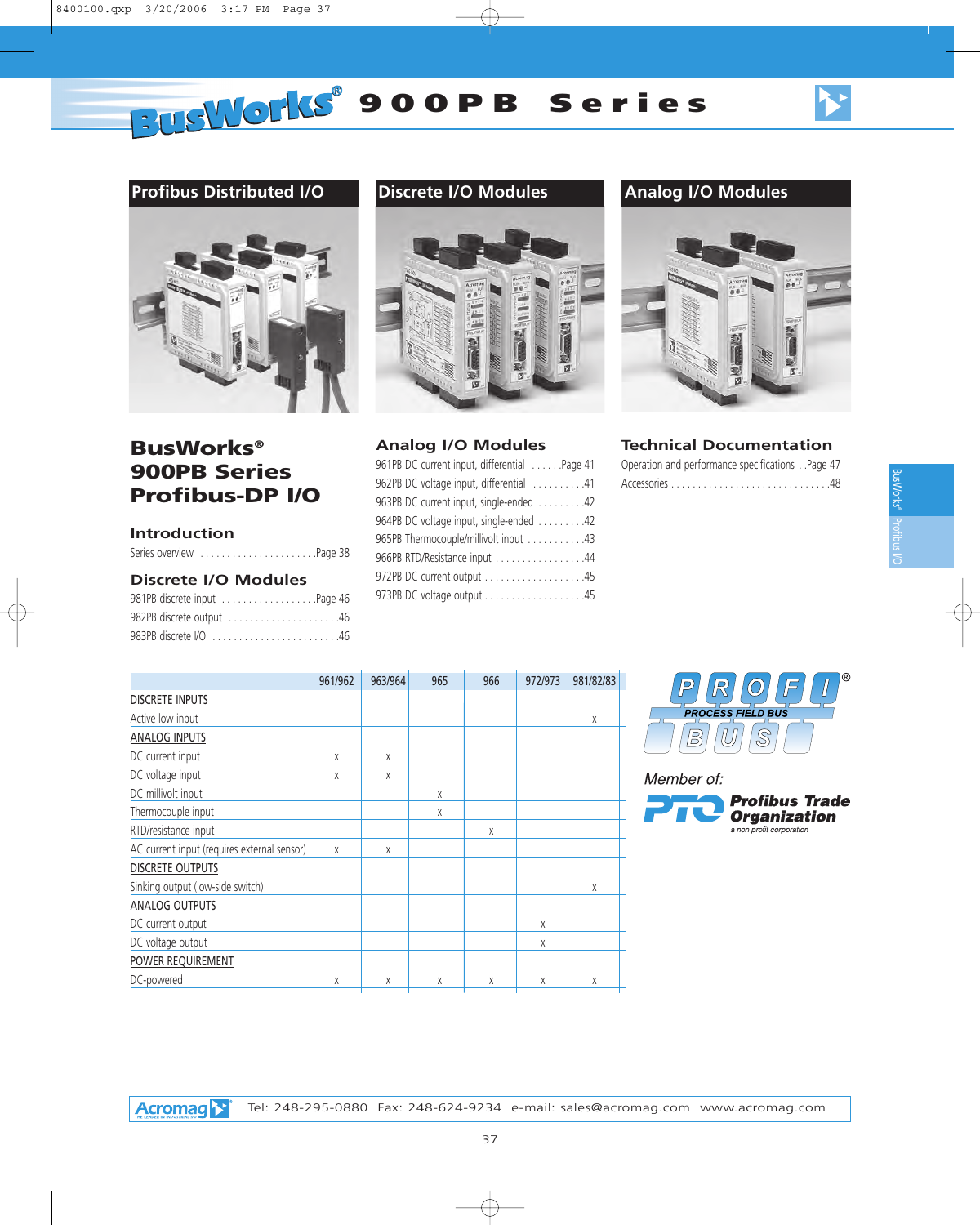# BusWorks® 900PB Series

## Profibus Distributed I/O

## Discrete I/O Modules

## Analog I/O Modules

## BusWorks® 900PB Series Profibus-DP I/O

### Introduction

Series overview . . . . . . . . . . . . . . . . . . . . .Page 38

### Discrete I/O Modules

981PB discrete input . . . . . . . . . . . . . . . . .Page 46
982PB discrete output . . . . . . . . . . . . . . . . . . . .46
983PB discrete I/O . . . . . . . . . . . . . . . . . . . . . . .46

### Analog I/O Modules

961PB DC current input, differential . . . . . .Page 41
962PB DC voltage input, differential . . . . . . . . .41
963PB DC current input, single-ended . . . . . . . .42
964PB DC voltage input, single-ended . . . . . . . .42
965PB Thermocouple/millivolt input . . . . . . . . . .43
966PB RTD/Resistance input . . . . . . . . . . . . . . .44
972PB DC current output . . . . . . . . . . . . . . . . . .45
973PB DC voltage output . . . . . . . . . . . . . . . . . .45

### Technical Documentation

Operation and performance specifications . .Page 47
Accessories . . . . . . . . . . . . . . . . . . . . . . . . . . . .48

| | 961/962 | 963/964 | 965 | 966 | 972/973 | 981/82/83 |
|---|---|---|---|---|---|---|
| DISCRETE INPUTS | | | | | | |
| Active low input | | | | | | x |
| ANALOG INPUTS | | | | | | |
| DC current input | x | x | | | | |
| DC voltage input | x | x | | | | |
| DC millivolt input | | | x | | | |
| Thermocouple input | | | x | | | |
| RTD/resistance input | | | | x | | |
| AC current input (requires external sensor) | x | x | | | | |
| DISCRETE OUTPUTS | | | | | | |
| Sinking output (low-side switch) | | | | | | x |
| ANALOG OUTPUTS | | | | | | |
| DC current output | | | | | x | |
| DC voltage output | | | | | x | |
| POWER REQUIREMENT | | | | | | |
| DC-powered | x | x | x | x | x | x |

PROFI® PROCESS FIELD BUS

Member of: Profibus Trade Organization — a non profit corporation

Acromag — Tel: 248-295-0880 Fax: 248-624-9234 e-mail: sales@acromag.com www.acromag.com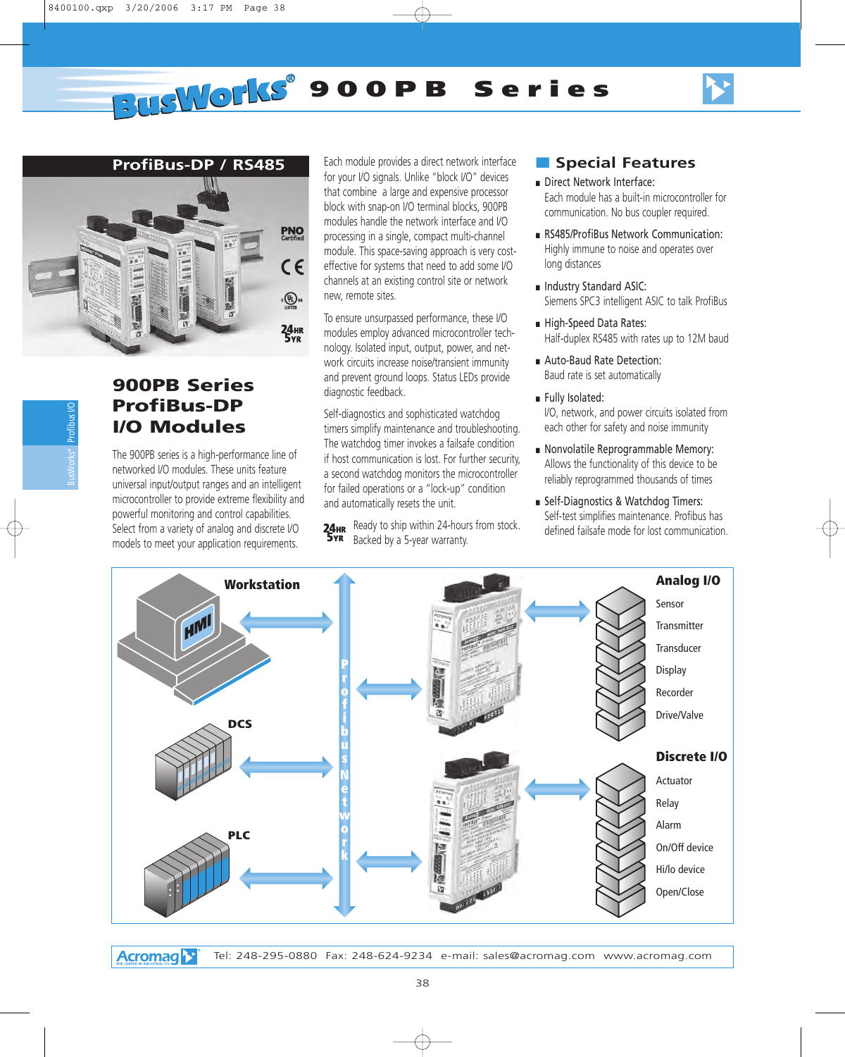# BusWorks® 900PB Series

## ProfiBus-DP / RS485

## 900PB Series ProfiBus-DP I/O Modules

The 900PB series is a high-performance line of networked I/O modules. These units feature universal input/output ranges and an intelligent microcontroller to provide extreme flexibility and powerful monitoring and control capabilities. Select from a variety of analog and discrete I/O models to meet your application requirements.

Each module provides a direct network interface for your I/O signals. Unlike "block I/O" devices that combine a large and expensive processor block with snap-on I/O terminal blocks, 900PB modules handle the network interface and I/O processing in a single, compact multi-channel module. This space-saving approach is very cost-effective for systems that need to add some I/O channels at an existing control site or network new, remote sites.

To ensure unsurpassed performance, these I/O modules employ advanced microcontroller technology. Isolated input, output, power, and network circuits increase noise/transient immunity and prevent ground loops. Status LEDs provide diagnostic feedback.

Self-diagnostics and sophisticated watchdog timers simplify maintenance and troubleshooting. The watchdog timer invokes a failsafe condition if host communication is lost. For further security, a second watchdog monitors the microcontroller for failed operations or a "lock-up" condition and automatically resets the unit.

24HR 5YR Ready to ship within 24-hours from stock. Backed by a 5-year warranty.

## Special Features

- **Direct Network Interface:** Each module has a built-in microcontroller for communication. No bus coupler required.
- **RS485/ProfiBus Network Communication:** Highly immune to noise and operates over long distances
- **Industry Standard ASIC:** Siemens SPC3 intelligent ASIC to talk ProfiBus
- **High-Speed Data Rates:** Half-duplex RS485 with rates up to 12M baud
- **Auto-Baud Rate Detection:** Baud rate is set automatically
- **Fully Isolated:** I/O, network, and power circuits isolated from each other for safety and noise immunity
- **Nonvolatile Reprogrammable Memory:** Allows the functionality of this device to be reliably reprogrammed thousands of times
- **Self-Diagnostics & Watchdog Timers:** Self-test simplifies maintenance. Profibus has defined failsafe mode for lost communication.

Workstation (HMI) — DCS — PLC — ProfibusNetwork

**Analog I/O:** Sensor, Transmitter, Transducer, Display, Recorder, Drive/Valve

**Discrete I/O:** Actuator, Relay, Alarm, On/Off device, Hi/lo device, Open/Close

Acromag — Tel: 248-295-0880 Fax: 248-624-9234 e-mail: sales@acromag.com www.acromag.com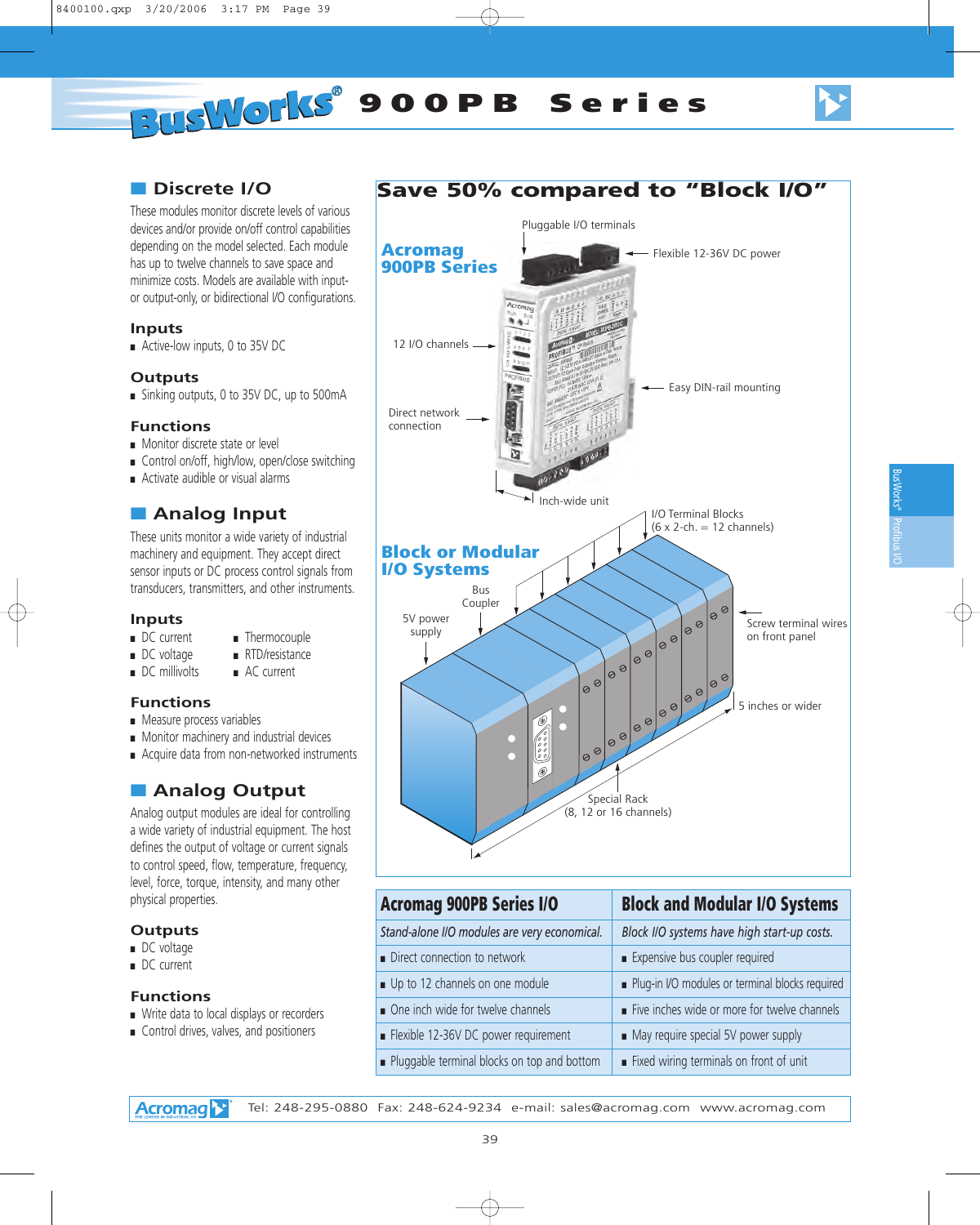# BusWorks® 900PB Series

## Discrete I/O

These modules monitor discrete levels of various devices and/or provide on/off control capabilities depending on the model selected. Each module has up to twelve channels to save space and minimize costs. Models are available with input- or output-only, or bidirectional I/O configurations.

### Inputs

- Active-low inputs, 0 to 35V DC

### Outputs

- Sinking outputs, 0 to 35V DC, up to 500mA

### Functions

- Monitor discrete state or level
- Control on/off, high/low, open/close switching
- Activate audible or visual alarms

## Analog Input

These units monitor a wide variety of industrial machinery and equipment. They accept direct sensor inputs or DC process control signals from transducers, transmitters, and other instruments.

### Inputs

- DC current
- DC voltage
- DC millivolts
- Thermocouple
- RTD/resistance
- AC current

### Functions

- Measure process variables
- Monitor machinery and industrial devices
- Acquire data from non-networked instruments

## Analog Output

Analog output modules are ideal for controlling a wide variety of industrial equipment. The host defines the output of voltage or current signals to control speed, flow, temperature, frequency, level, force, torque, intensity, and many other physical properties.

### Outputs

- DC voltage
- DC current

### Functions

- Write data to local displays or recorders
- Control drives, valves, and positioners

## Save 50% compared to "Block I/O"

**Acromag 900PB Series**

Pluggable I/O terminals

Flexible 12-36V DC power

12 I/O channels

Easy DIN-rail mounting

Direct network connection

Inch-wide unit

**Block or Modular I/O Systems**

I/O Terminal Blocks (6 x 2-ch. = 12 channels)

Bus Coupler

5V power supply

Screw terminal wires on front panel

5 inches or wider

Special Rack (8, 12 or 16 channels)

| Acromag 900PB Series I/O | Block and Modular I/O Systems |
|---|---|
| *Stand-alone I/O modules are very economical.* | *Block I/O systems have high start-up costs.* |
| Direct connection to network | Expensive bus coupler required |
| Up to 12 channels on one module | Plug-in I/O modules or terminal blocks required |
| One inch wide for twelve channels | Five inches wide or more for twelve channels |
| Flexible 12-36V DC power requirement | May require special 5V power supply |
| Pluggable terminal blocks on top and bottom | Fixed wiring terminals on front of unit |

Acromag Tel: 248-295-0880 Fax: 248-624-9234 e-mail: sales@acromag.com www.acromag.com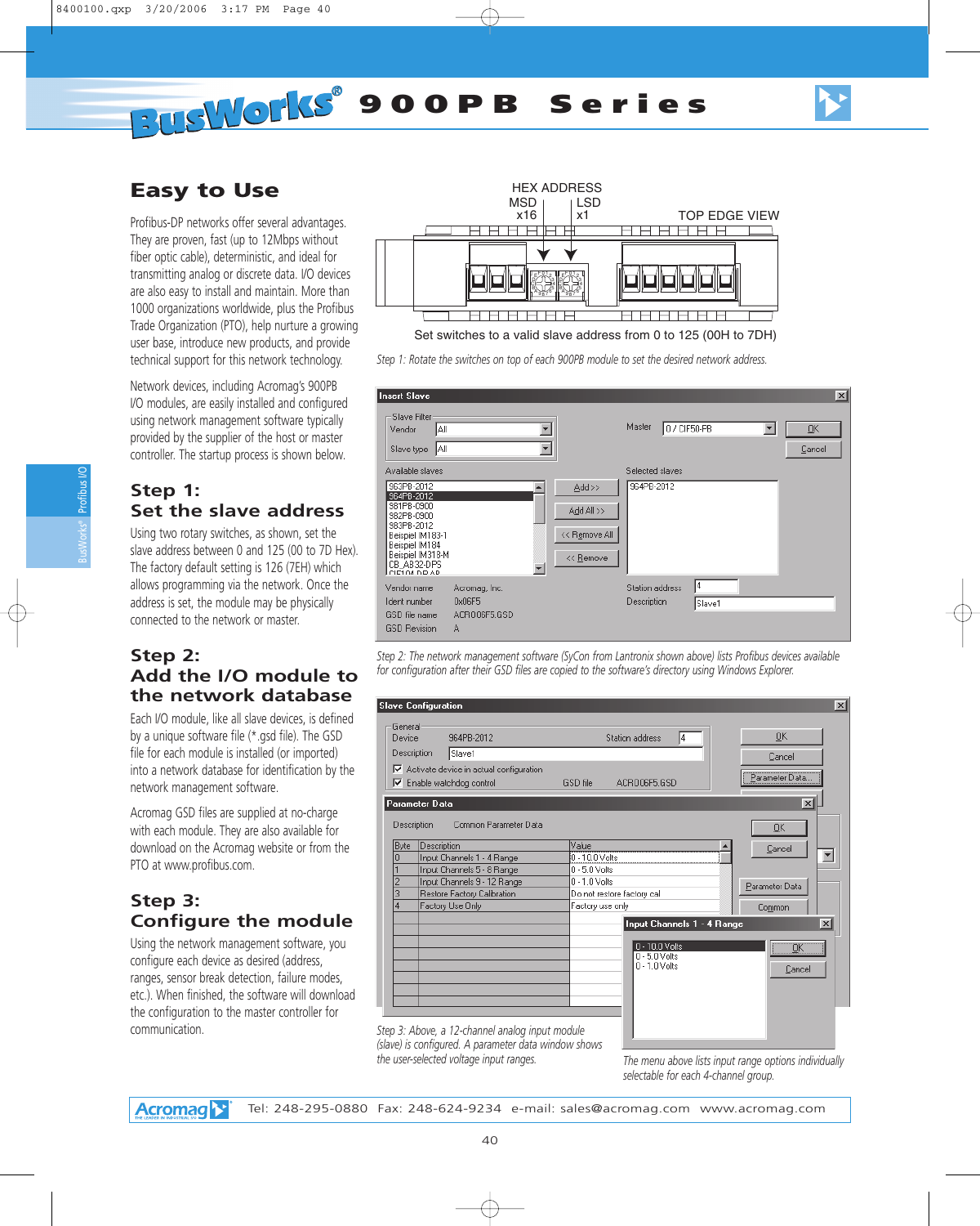# BusWorks® 900PB Series

## Easy to Use

Profibus-DP networks offer several advantages. They are proven, fast (up to 12Mbps without fiber optic cable), deterministic, and ideal for transmitting analog or discrete data. I/O devices are also easy to install and maintain. More than 1000 organizations worldwide, plus the Profibus Trade Organization (PTO), help nurture a growing user base, introduce new products, and provide technical support for this network technology.

Network devices, including Acromag's 900PB I/O modules, are easily installed and configured using network management software typically provided by the supplier of the host or master controller. The startup process is shown below.

### Step 1: Set the slave address

Using two rotary switches, as shown, set the slave address between 0 and 125 (00 to 7D Hex). The factory default setting is 126 (7EH) which allows programming via the network. Once the address is set, the module may be physically connected to the network or master.

HEX ADDRESS
MSD x16 LSD x1
TOP EDGE VIEW

Set switches to a valid slave address from 0 to 125 (00H to 7DH)

*Step 1: Rotate the switches on top of each 900PB module to set the desired network address.*

### Step 2: Add the I/O module to the network database

Each I/O module, like all slave devices, is defined by a unique software file (*.gsd file). The GSD file for each module is installed (or imported) into a network database for identification by the network management software.

Acromag GSD files are supplied at no-charge with each module. They are also available for download on the Acromag website or from the PTO at www.profibus.com.

*Step 2: The network management software (SyCon from Lantronix shown above) lists Profibus devices available for configuration after their GSD files are copied to the software's directory using Windows Explorer.*

### Step 3: Configure the module

Using the network management software, you configure each device as desired (address, ranges, sensor break detection, failure modes, etc.). When finished, the software will download the configuration to the master controller for communication.

*Step 3: Above, a 12-channel analog input module (slave) is configured. A parameter data window shows the user-selected voltage input ranges.*

*The menu above lists input range options individually selectable for each 4-channel group.*

Acromag Tel: 248-295-0880 Fax: 248-624-9234 e-mail: sales@acromag.com www.acromag.com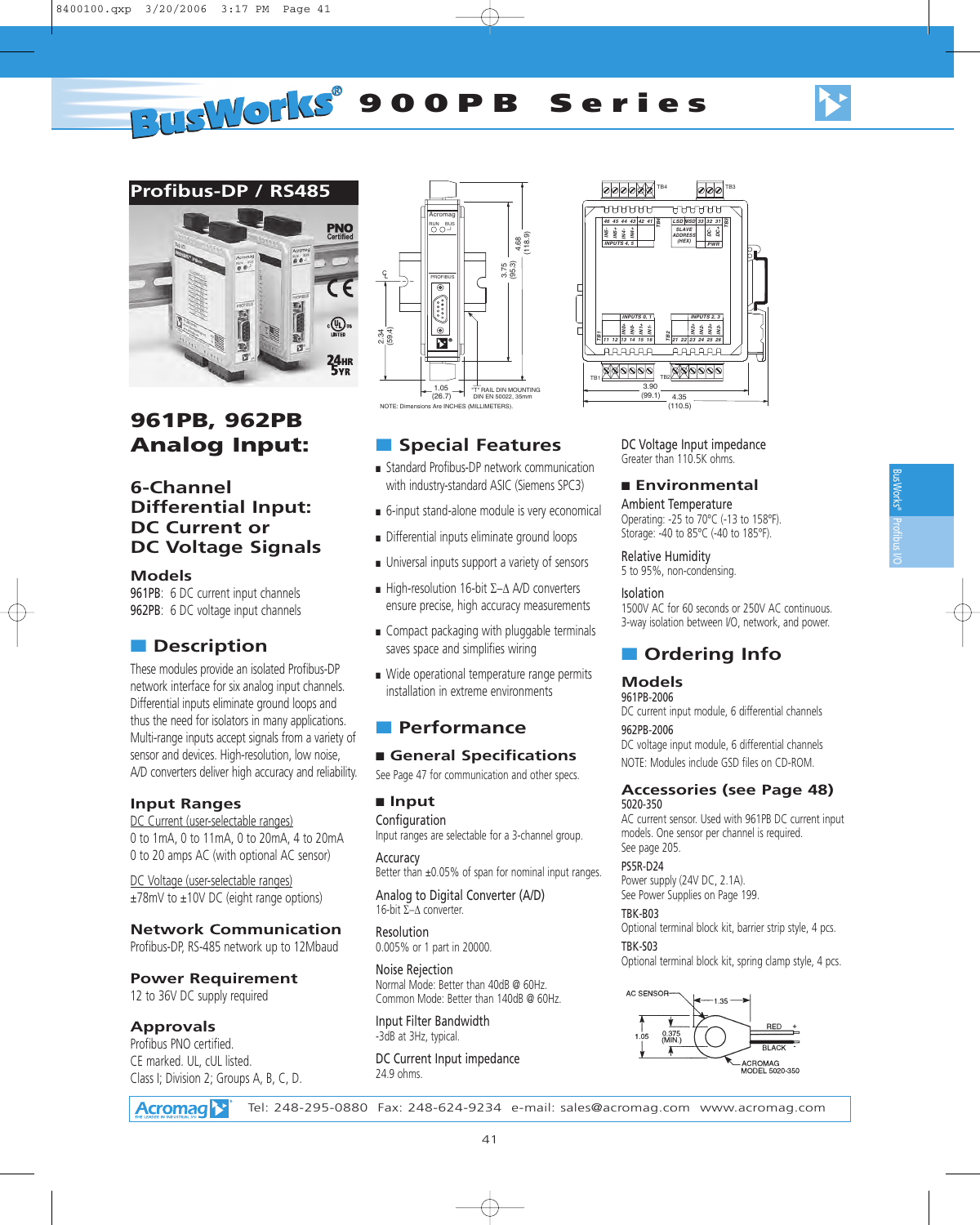# BusWorks® 900PB Series

## Profibus-DP / RS485

NOTE: Dimensions Are INCHES (MILLIMETERS).

# 961PB, 962PB Analog Input:

## 6-Channel Differential Input: DC Current or DC Voltage Signals

### Models

961PB: 6 DC current input channels
962PB: 6 DC voltage input channels

## Description

These modules provide an isolated Profibus-DP network interface for six analog input channels. Differential inputs eliminate ground loops and thus the need for isolators in many applications. Multi-range inputs accept signals from a variety of sensor and devices. High-resolution, low noise, A/D converters deliver high accuracy and reliability.

### Input Ranges

DC Current (user-selectable ranges)
0 to 1mA, 0 to 11mA, 0 to 20mA, 4 to 20mA
0 to 20 amps AC (with optional AC sensor)

DC Voltage (user-selectable ranges)
±78mV to ±10V DC (eight range options)

### Network Communication

Profibus-DP, RS-485 network up to 12Mbaud

### Power Requirement

12 to 36V DC supply required

### Approvals

Profibus PNO certified.
CE marked. UL, cUL listed.
Class I; Division 2; Groups A, B, C, D.

## Special Features

- Standard Profibus-DP network communication with industry-standard ASIC (Siemens SPC3)
- 6-input stand-alone module is very economical
- Differential inputs eliminate ground loops
- Universal inputs support a variety of sensors
- High-resolution 16-bit Σ–Δ A/D converters ensure precise, high accuracy measurements
- Compact packaging with pluggable terminals saves space and simplifies wiring
- Wide operational temperature range permits installation in extreme environments

## Performance

### General Specifications

See Page 47 for communication and other specs.

### Input

**Configuration**
Input ranges are selectable for a 3-channel group.

**Accuracy**
Better than ±0.05% of span for nominal input ranges.

**Analog to Digital Converter (A/D)**
16-bit Σ–Δ converter.

**Resolution**
0.005% or 1 part in 20000.

**Noise Rejection**
Normal Mode: Better than 40dB @ 60Hz.
Common Mode: Better than 140dB @ 60Hz.

**Input Filter Bandwidth**
-3dB at 3Hz, typical.

**DC Current Input impedance**
24.9 ohms.

**DC Voltage Input impedance**
Greater than 110.5K ohms.

### Environmental

**Ambient Temperature**
Operating: -25 to 70°C (-13 to 158°F).
Storage: -40 to 85°C (-40 to 185°F).

**Relative Humidity**
5 to 95%, non-condensing.

**Isolation**
1500V AC for 60 seconds or 250V AC continuous.
3-way isolation between I/O, network, and power.

## Ordering Info

### Models

**961PB-2006**
DC current input module, 6 differential channels

**962PB-2006**
DC voltage input module, 6 differential channels

NOTE: Modules include GSD files on CD-ROM.

### Accessories (see Page 48)

**5020-350**
AC current sensor. Used with 961PB DC current input models. One sensor per channel is required.
See page 205.

**PS5R-D24**
Power supply (24V DC, 2.1A).
See Power Supplies on Page 199.

**TBK-B03**
Optional terminal block kit, barrier strip style, 4 pcs.

**TBK-S03**
Optional terminal block kit, spring clamp style, 4 pcs.

Acromag — Tel: 248-295-0880 Fax: 248-624-9234 e-mail: sales@acromag.com www.acromag.com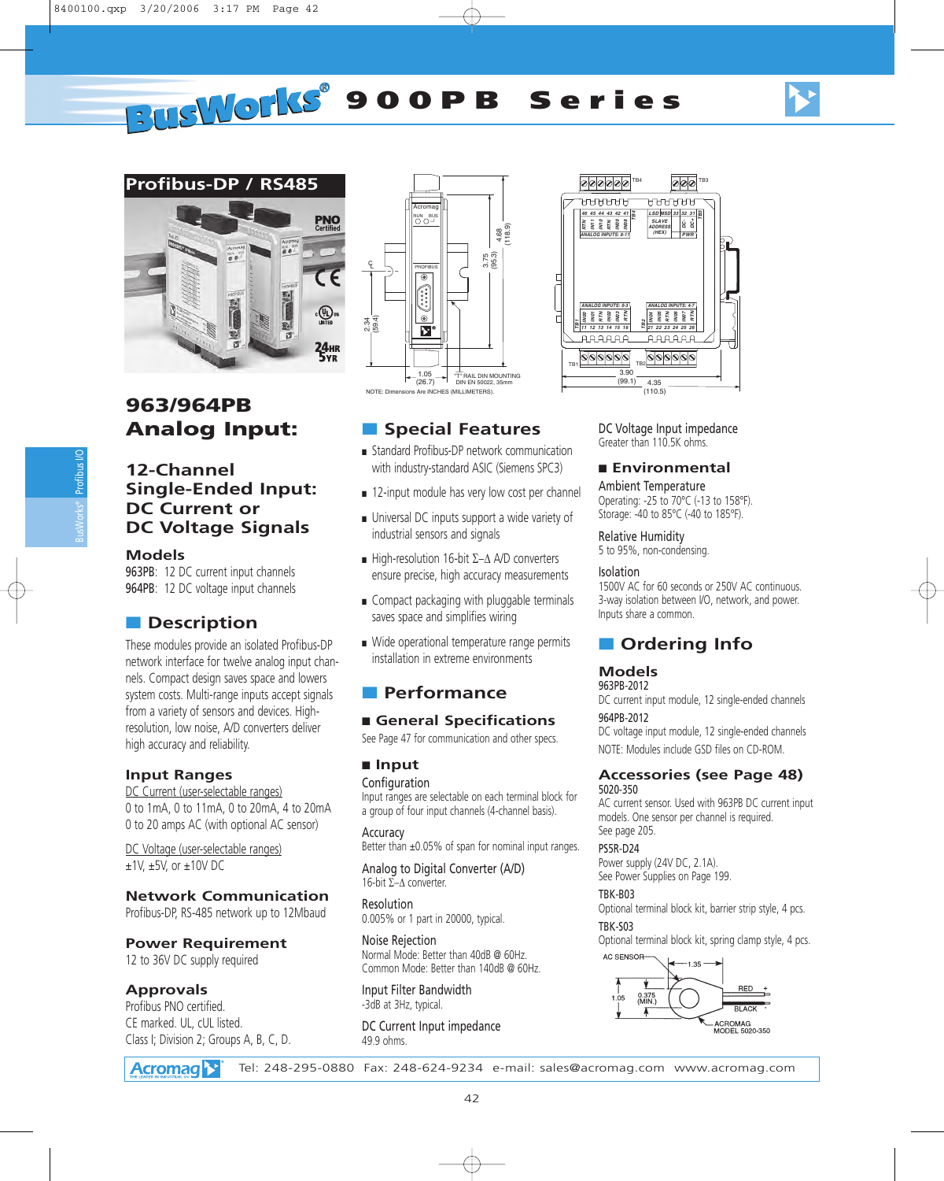# BusWorks® 900PB Series

## Profibus-DP / RS485

# 963/964PB Analog Input:

## 12-Channel Single-Ended Input: DC Current or DC Voltage Signals

### Models

963PB: 12 DC current input channels
964PB: 12 DC voltage input channels

### Description

These modules provide an isolated Profibus-DP network interface for twelve analog input channels. Compact design saves space and lowers system costs. Multi-range inputs accept signals from a variety of sensors and devices. High-resolution, low noise, A/D converters deliver high accuracy and reliability.

### Input Ranges

DC Current (user-selectable ranges)
0 to 1mA, 0 to 11mA, 0 to 20mA, 4 to 20mA
0 to 20 amps AC (with optional AC sensor)

DC Voltage (user-selectable ranges)
±1V, ±5V, or ±10V DC

### Network Communication

Profibus-DP, RS-485 network up to 12Mbaud

### Power Requirement

12 to 36V DC supply required

### Approvals

Profibus PNO certified.
CE marked. UL, cUL listed.
Class I; Division 2; Groups A, B, C, D.

NOTE: Dimensions Are INCHES (MILLIMETERS).

### Special Features

- Standard Profibus-DP network communication with industry-standard ASIC (Siemens SPC3)
- 12-input module has very low cost per channel
- Universal DC inputs support a wide variety of industrial sensors and signals
- High-resolution 16-bit Σ–Δ A/D converters ensure precise, high accuracy measurements
- Compact packaging with pluggable terminals saves space and simplifies wiring
- Wide operational temperature range permits installation in extreme environments

### Performance

#### General Specifications

See Page 47 for communication and other specs.

#### Input

**Configuration**
Input ranges are selectable on each terminal block for a group of four input channels (4-channel basis).

**Accuracy**
Better than ±0.05% of span for nominal input ranges.

**Analog to Digital Converter (A/D)**
16-bit Σ–Δ converter.

**Resolution**
0.005% or 1 part in 20000, typical.

**Noise Rejection**
Normal Mode: Better than 40dB @ 60Hz.
Common Mode: Better than 140dB @ 60Hz.

**Input Filter Bandwidth**
-3dB at 3Hz, typical.

**DC Current Input impedance**
49.9 ohms.

**DC Voltage Input impedance**
Greater than 110.5K ohms.

#### Environmental

**Ambient Temperature**
Operating: -25 to 70°C (-13 to 158°F).
Storage: -40 to 85°C (-40 to 185°F).

**Relative Humidity**
5 to 95%, non-condensing.

**Isolation**
1500V AC for 60 seconds or 250V AC continuous. 3-way isolation between I/O, network, and power. Inputs share a common.

### Ordering Info

#### Models

**963PB-2012**
DC current input module, 12 single-ended channels

**964PB-2012**
DC voltage input module, 12 single-ended channels

NOTE: Modules include GSD files on CD-ROM.

#### Accessories (see Page 48)

**5020-350**
AC current sensor. Used with 963PB DC current input models. One sensor per channel is required. See page 205.

**PS5R-D24**
Power supply (24V DC, 2.1A).
See Power Supplies on Page 199.

**TBK-B03**
Optional terminal block kit, barrier strip style, 4 pcs.

**TBK-S03**
Optional terminal block kit, spring clamp style, 4 pcs.

Acromag Tel: 248-295-0880 Fax: 248-624-9234 e-mail: sales@acromag.com www.acromag.com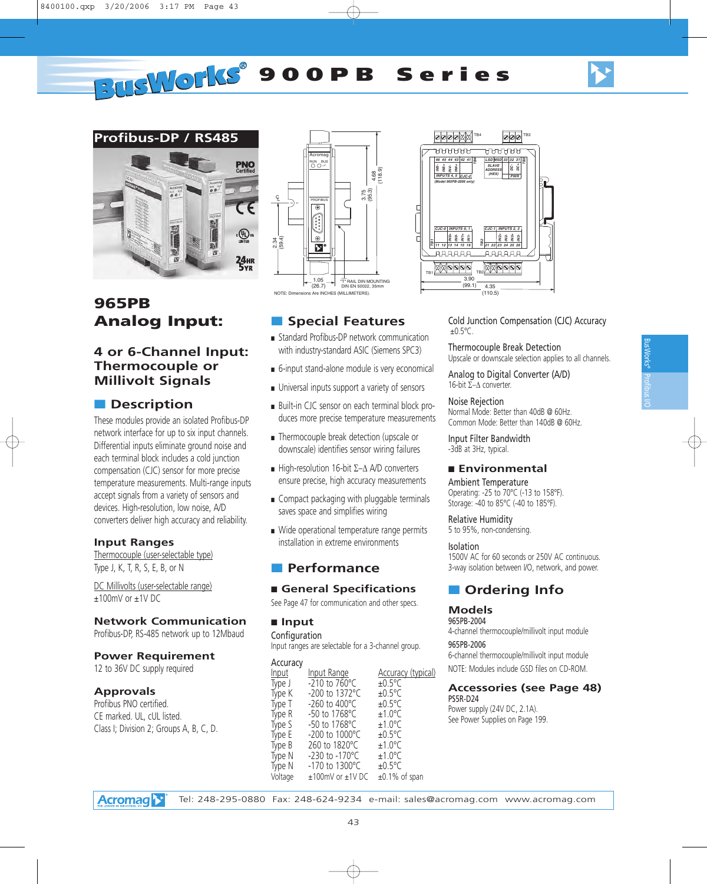# BusWorks® 900PB Series

## Profibus-DP / RS485

NOTE: Dimensions Are INCHES (MILLIMETERS).

# 965PB Analog Input:

## 4 or 6-Channel Input: Thermocouple or Millivolt Signals

### Description

These modules provide an isolated Profibus-DP network interface for up to six input channels. Differential inputs eliminate ground noise and each terminal block includes a cold junction compensation (CJC) sensor for more precise temperature measurements. Multi-range inputs accept signals from a variety of sensors and devices. High-resolution, low noise, A/D converters deliver high accuracy and reliability.

### Input Ranges

Thermocouple (user-selectable type)
Type J, K, T, R, S, E, B, or N

DC Millivolts (user-selectable range)
±100mV or ±1V DC

### Network Communication

Profibus-DP, RS-485 network up to 12Mbaud

### Power Requirement

12 to 36V DC supply required

### Approvals

Profibus PNO certified.
CE marked. UL, cUL listed.
Class I; Division 2; Groups A, B, C, D.

### Special Features

- Standard Profibus-DP network communication with industry-standard ASIC (Siemens SPC3)
- 6-input stand-alone module is very economical
- Universal inputs support a variety of sensors
- Built-in CJC sensor on each terminal block produces more precise temperature measurements
- Thermocouple break detection (upscale or downscale) identifies sensor wiring failures
- High-resolution 16-bit Σ–Δ A/D converters ensure precise, high accuracy measurements
- Compact packaging with pluggable terminals saves space and simplifies wiring
- Wide operational temperature range permits installation in extreme environments

### Performance

#### General Specifications

See Page 47 for communication and other specs.

#### Input

Configuration
Input ranges are selectable for a 3-channel group.

Accuracy

| Input | Input Range | Accuracy (typical) |
|---|---|---|
| Type J | -210 to 760°C | ±0.5°C |
| Type K | -200 to 1372°C | ±0.5°C |
| Type T | -260 to 400°C | ±0.5°C |
| Type R | -50 to 1768°C | ±1.0°C |
| Type S | -50 to 1768°C | ±1.0°C |
| Type E | -200 to 1000°C | ±0.5°C |
| Type B | 260 to 1820°C | ±1.0°C |
| Type N | -230 to -170°C | ±1.0°C |
| Type N | -170 to 1300°C | ±0.5°C |
| Voltage | ±100mV or ±1V DC | ±0.1% of span |

Cold Junction Compensation (CJC) Accuracy
±0.5°C.

Thermocouple Break Detection
Upscale or downscale selection applies to all channels.

Analog to Digital Converter (A/D)
16-bit Σ–Δ converter.

Noise Rejection
Normal Mode: Better than 40dB @ 60Hz.
Common Mode: Better than 140dB @ 60Hz.

Input Filter Bandwidth
-3dB at 3Hz, typical.

#### Environmental

Ambient Temperature
Operating: -25 to 70°C (-13 to 158°F).
Storage: -40 to 85°C (-40 to 185°F).

Relative Humidity
5 to 95%, non-condensing.

Isolation
1500V AC for 60 seconds or 250V AC continuous.
3-way isolation between I/O, network, and power.

### Ordering Info

#### Models

965PB-2004
4-channel thermocouple/millivolt input module

965PB-2006
6-channel thermocouple/millivolt input module

NOTE: Modules include GSD files on CD-ROM.

#### Accessories (see Page 48)

PS5R-D24
Power supply (24V DC, 2.1A).
See Power Supplies on Page 199.

Tel: 248-295-0880 Fax: 248-624-9234 e-mail: sales@acromag.com www.acromag.com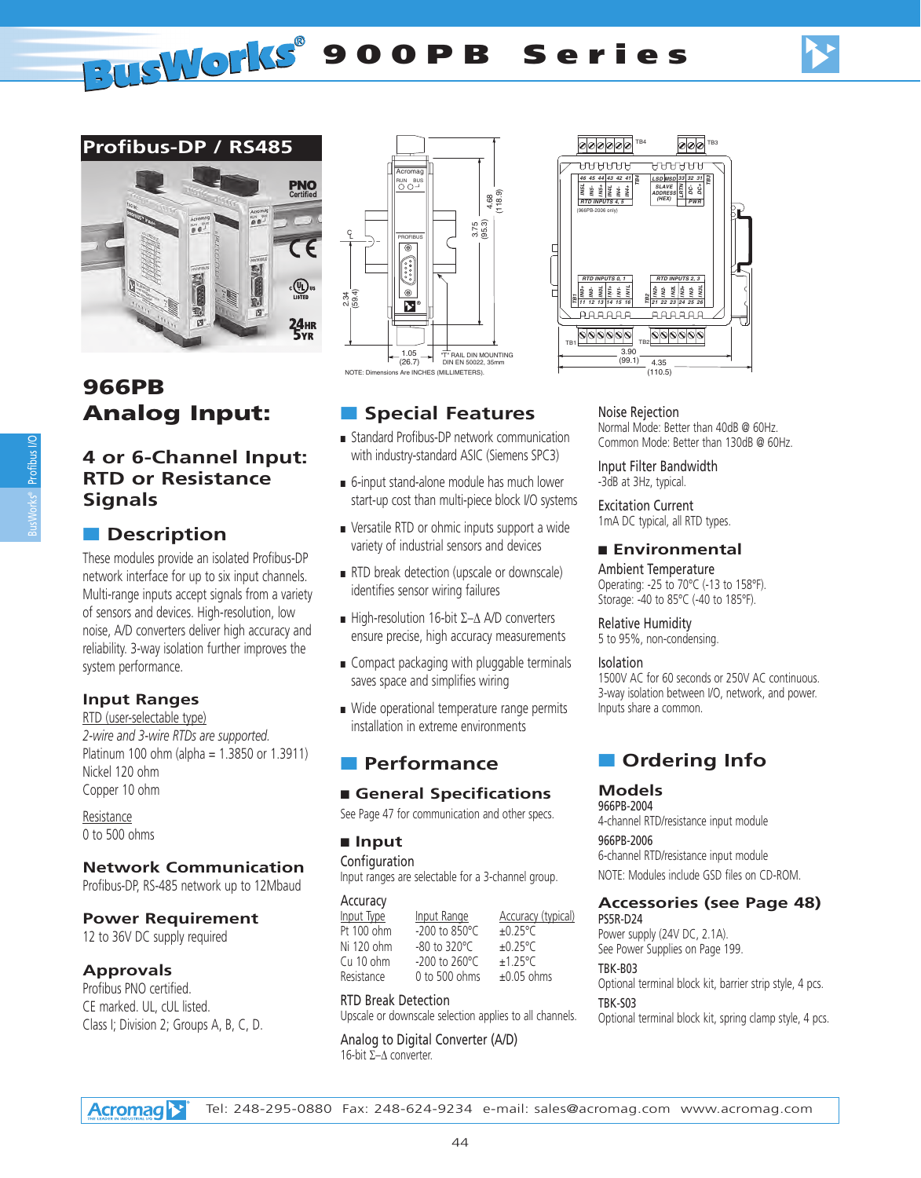# 966PB Analog Input:

## 4 or 6-Channel Input: RTD or Resistance Signals

## Description

These modules provide an isolated Profibus-DP network interface for up to six input channels. Multi-range inputs accept signals from a variety of sensors and devices. High-resolution, low noise, A/D converters deliver high accuracy and reliability. 3-way isolation further improves the system performance.

### Input Ranges

RTD (user-selectable type)

*2-wire and 3-wire RTDs are supported.*

Platinum 100 ohm (alpha = 1.3850 or 1.3911)
Nickel 120 ohm
Copper 10 ohm

Resistance
0 to 500 ohms

### Network Communication

Profibus-DP, RS-485 network up to 12Mbaud

### Power Requirement

12 to 36V DC supply required

### Approvals

Profibus PNO certified.
CE marked. UL, cUL listed.
Class I; Division 2; Groups A, B, C, D.

NOTE: Dimensions Are INCHES (MILLIMETERS).

## Special Features

- Standard Profibus-DP network communication with industry-standard ASIC (Siemens SPC3)
- 6-input stand-alone module has much lower start-up cost than multi-piece block I/O systems
- Versatile RTD or ohmic inputs support a wide variety of industrial sensors and devices
- RTD break detection (upscale or downscale) identifies sensor wiring failures
- High-resolution 16-bit Σ–Δ A/D converters ensure precise, high accuracy measurements
- Compact packaging with pluggable terminals saves space and simplifies wiring
- Wide operational temperature range permits installation in extreme environments

## Performance

### General Specifications

See Page 47 for communication and other specs.

### Input

**Configuration**
Input ranges are selectable for a 3-channel group.

**Accuracy**

| Input Type | Input Range | Accuracy (typical) |
|---|---|---|
| Pt 100 ohm | -200 to 850°C | ±0.25°C |
| Ni 120 ohm | -80 to 320°C | ±0.25°C |
| Cu 10 ohm | -200 to 260°C | ±1.25°C |
| Resistance | 0 to 500 ohms | ±0.05 ohms |

**RTD Break Detection**
Upscale or downscale selection applies to all channels.

**Analog to Digital Converter (A/D)**
16-bit Σ–Δ converter.

**Noise Rejection**
Normal Mode: Better than 40dB @ 60Hz.
Common Mode: Better than 130dB @ 60Hz.

**Input Filter Bandwidth**
-3dB at 3Hz, typical.

**Excitation Current**
1mA DC typical, all RTD types.

### Environmental

**Ambient Temperature**
Operating: -25 to 70°C (-13 to 158°F).
Storage: -40 to 85°C (-40 to 185°F).

**Relative Humidity**
5 to 95%, non-condensing.

**Isolation**
1500V AC for 60 seconds or 250V AC continuous.
3-way isolation between I/O, network, and power.
Inputs share a common.

## Ordering Info

### Models

**966PB-2004**
4-channel RTD/resistance input module

**966PB-2006**
6-channel RTD/resistance input module

NOTE: Modules include GSD files on CD-ROM.

### Accessories (see Page 48)

**PS5R-D24**
Power supply (24V DC, 2.1A).
See Power Supplies on Page 199.

**TBK-B03**
Optional terminal block kit, barrier strip style, 4 pcs.

**TBK-S03**
Optional terminal block kit, spring clamp style, 4 pcs.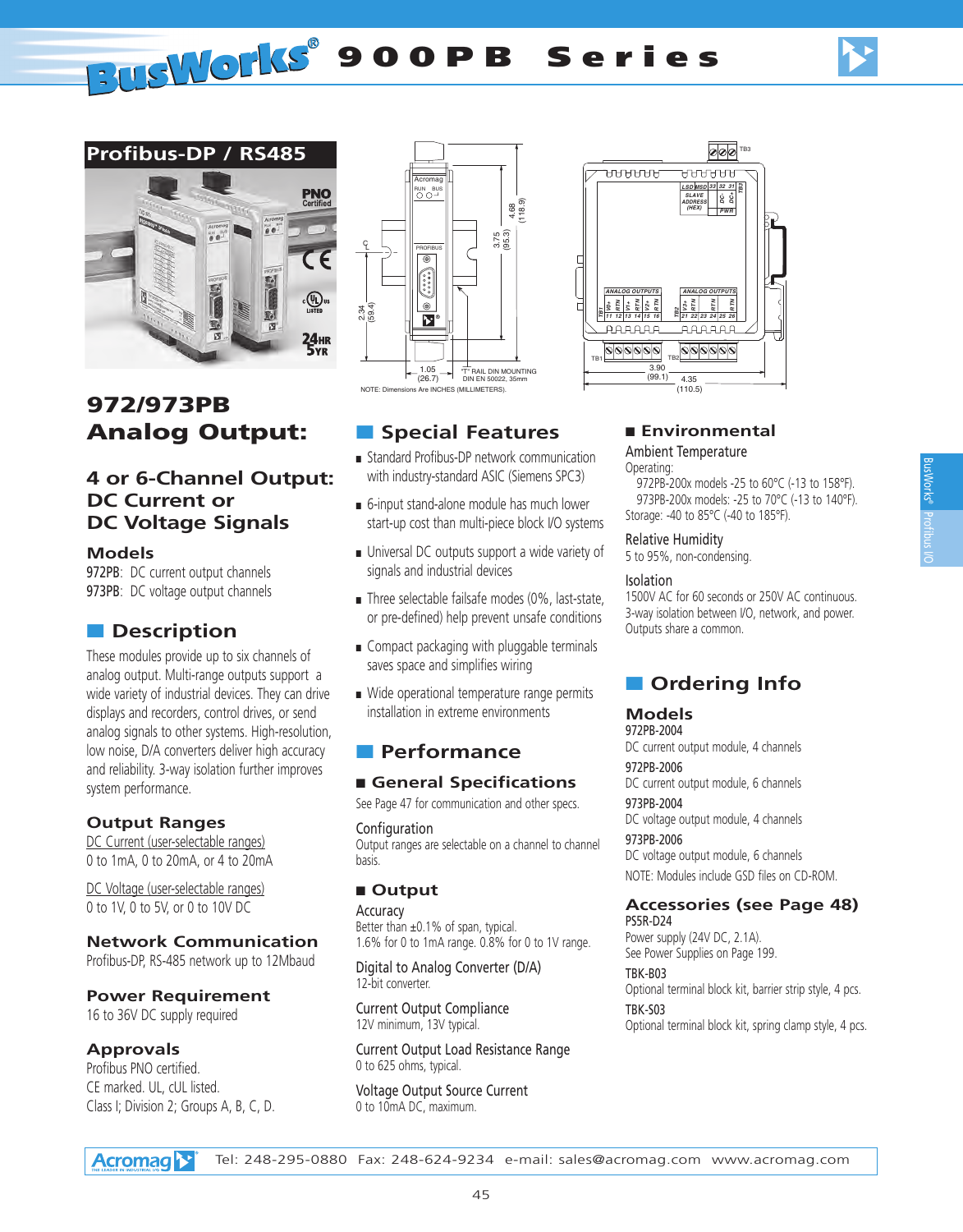# BusWorks® 900PB Series

## Profibus-DP / RS485

NOTE: Dimensions Are INCHES (MILLIMETERS).

# 972/973PB Analog Output:

## 4 or 6-Channel Output: DC Current or DC Voltage Signals

### Models

972PB: DC current output channels
973PB: DC voltage output channels

## Description

These modules provide up to six channels of analog output. Multi-range outputs support a wide variety of industrial devices. They can drive displays and recorders, control drives, or send analog signals to other systems. High-resolution, low noise, D/A converters deliver high accuracy and reliability. 3-way isolation further improves system performance.

### Output Ranges

DC Current (user-selectable ranges)
0 to 1mA, 0 to 20mA, or 4 to 20mA

DC Voltage (user-selectable ranges)
0 to 1V, 0 to 5V, or 0 to 10V DC

### Network Communication

Profibus-DP, RS-485 network up to 12Mbaud

### Power Requirement

16 to 36V DC supply required

### Approvals

Profibus PNO certified.
CE marked. UL, cUL listed.
Class I; Division 2; Groups A, B, C, D.

## Special Features

- Standard Profibus-DP network communication with industry-standard ASIC (Siemens SPC3)
- 6-input stand-alone module has much lower start-up cost than multi-piece block I/O systems
- Universal DC outputs support a wide variety of signals and industrial devices
- Three selectable failsafe modes (0%, last-state, or pre-defined) help prevent unsafe conditions
- Compact packaging with pluggable terminals saves space and simplifies wiring
- Wide operational temperature range permits installation in extreme environments

## Performance

### General Specifications

See Page 47 for communication and other specs.

**Configuration**
Output ranges are selectable on a channel to channel basis.

### Output

**Accuracy**
Better than ±0.1% of span, typical.
1.6% for 0 to 1mA range. 0.8% for 0 to 1V range.

**Digital to Analog Converter (D/A)**
12-bit converter.

**Current Output Compliance**
12V minimum, 13V typical.

**Current Output Load Resistance Range**
0 to 625 ohms, typical.

**Voltage Output Source Current**
0 to 10mA DC, maximum.

### Environmental

**Ambient Temperature**
Operating:
972PB-200x models -25 to 60°C (-13 to 158°F).
973PB-200x models: -25 to 70°C (-13 to 140°F).
Storage: -40 to 85°C (-40 to 185°F).

**Relative Humidity**
5 to 95%, non-condensing.

**Isolation**
1500V AC for 60 seconds or 250V AC continuous.
3-way isolation between I/O, network, and power.
Outputs share a common.

## Ordering Info

### Models

**972PB-2004**
DC current output module, 4 channels

**972PB-2006**
DC current output module, 6 channels

**973PB-2004**
DC voltage output module, 4 channels

**973PB-2006**
DC voltage output module, 6 channels

NOTE: Modules include GSD files on CD-ROM.

### Accessories (see Page 48)

**PS5R-D24**
Power supply (24V DC, 2.1A).
See Power Supplies on Page 199.

**TBK-B03**
Optional terminal block kit, barrier strip style, 4 pcs.

**TBK-S03**
Optional terminal block kit, spring clamp style, 4 pcs.

Acromag Tel: 248-295-0880 Fax: 248-624-9234 e-mail: sales@acromag.com www.acromag.com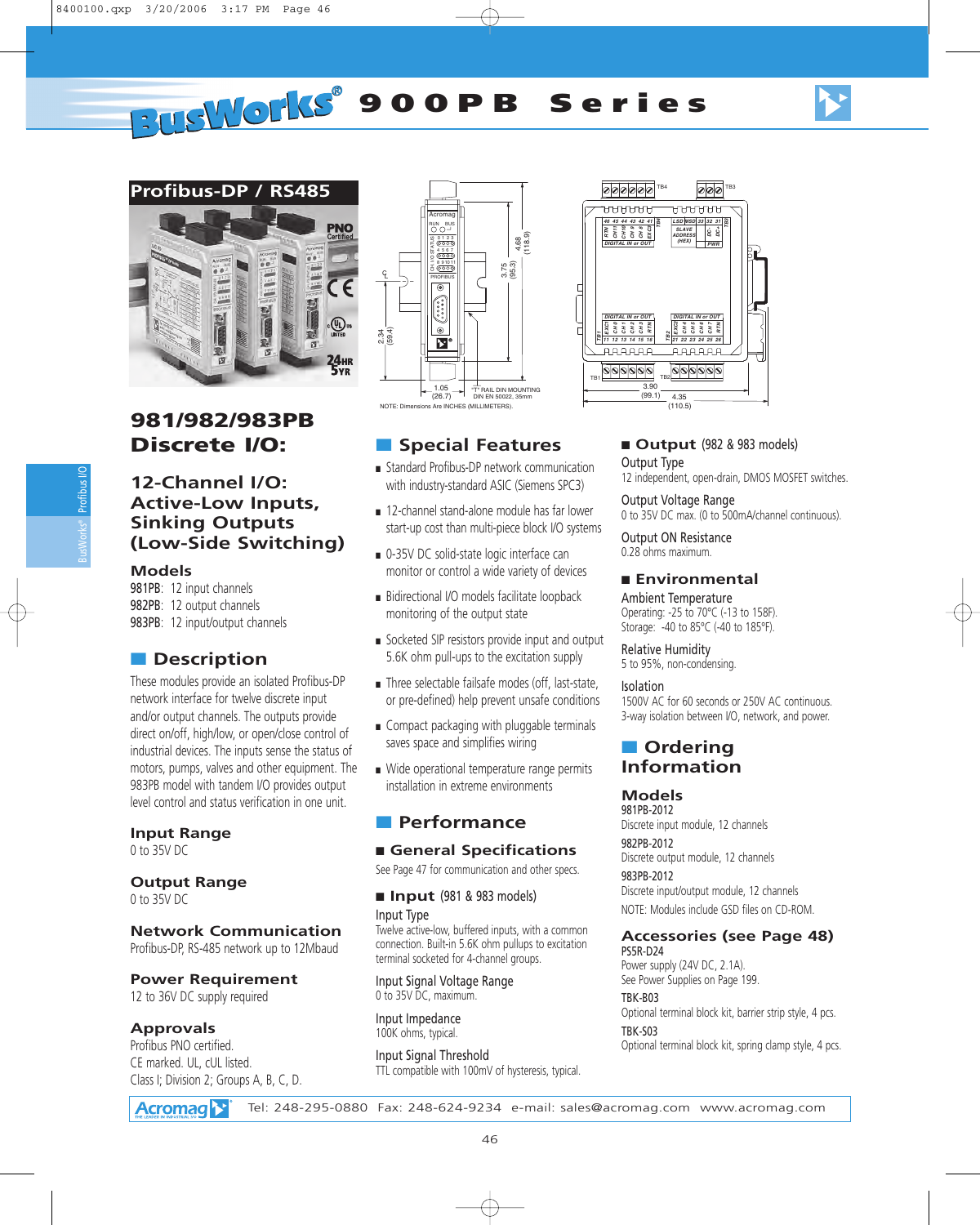# BusWorks® 900PB Series

## Profibus-DP / RS485

# 981/982/983PB Discrete I/O:

## 12-Channel I/O: Active-Low Inputs, Sinking Outputs (Low-Side Switching)

### Models

981PB: 12 input channels
982PB: 12 output channels
983PB: 12 input/output channels

## Description

These modules provide an isolated Profibus-DP network interface for twelve discrete input and/or output channels. The outputs provide direct on/off, high/low, or open/close control of industrial devices. The inputs sense the status of motors, pumps, valves and other equipment. The 983PB model with tandem I/O provides output level control and status verification in one unit.

### Input Range

0 to 35V DC

### Output Range

0 to 35V DC

### Network Communication

Profibus-DP, RS-485 network up to 12Mbaud

### Power Requirement

12 to 36V DC supply required

### Approvals

Profibus PNO certified.
CE marked. UL, cUL listed.
Class I; Division 2; Groups A, B, C, D.

NOTE: Dimensions Are INCHES (MILLIMETERS).

## Special Features

- Standard Profibus-DP network communication with industry-standard ASIC (Siemens SPC3)
- 12-channel stand-alone module has far lower start-up cost than multi-piece block I/O systems
- 0-35V DC solid-state logic interface can monitor or control a wide variety of devices
- Bidirectional I/O models facilitate loopback monitoring of the output state
- Socketed SIP resistors provide input and output 5.6K ohm pull-ups to the excitation supply
- Three selectable failsafe modes (off, last-state, or pre-defined) help prevent unsafe conditions
- Compact packaging with pluggable terminals saves space and simplifies wiring
- Wide operational temperature range permits installation in extreme environments

## Performance

### General Specifications

See Page 47 for communication and other specs.

### Input (981 & 983 models)

**Input Type**
Twelve active-low, buffered inputs, with a common connection. Built-in 5.6K ohm pullups to excitation terminal socketed for 4-channel groups.

**Input Signal Voltage Range**
0 to 35V DC, maximum.

**Input Impedance**
100K ohms, typical.

**Input Signal Threshold**
TTL compatible with 100mV of hysteresis, typical.

### Output (982 & 983 models)

**Output Type**
12 independent, open-drain, DMOS MOSFET switches.

**Output Voltage Range**
0 to 35V DC max. (0 to 500mA/channel continuous).

**Output ON Resistance**
0.28 ohms maximum.

### Environmental

**Ambient Temperature**
Operating: -25 to 70°C (-13 to 158F).
Storage: -40 to 85°C (-40 to 185°F).

**Relative Humidity**
5 to 95%, non-condensing.

**Isolation**
1500V AC for 60 seconds or 250V AC continuous.
3-way isolation between I/O, network, and power.

## Ordering Information

### Models

**981PB-2012**
Discrete input module, 12 channels

**982PB-2012**
Discrete output module, 12 channels

**983PB-2012**
Discrete input/output module, 12 channels

NOTE: Modules include GSD files on CD-ROM.

### Accessories (see Page 48)

**PS5R-D24**
Power supply (24V DC, 2.1A).
See Power Supplies on Page 199.

**TBK-B03**
Optional terminal block kit, barrier strip style, 4 pcs.

**TBK-S03**
Optional terminal block kit, spring clamp style, 4 pcs.

Acromag Tel: 248-295-0880 Fax: 248-624-9234 e-mail: sales@acromag.com www.acromag.com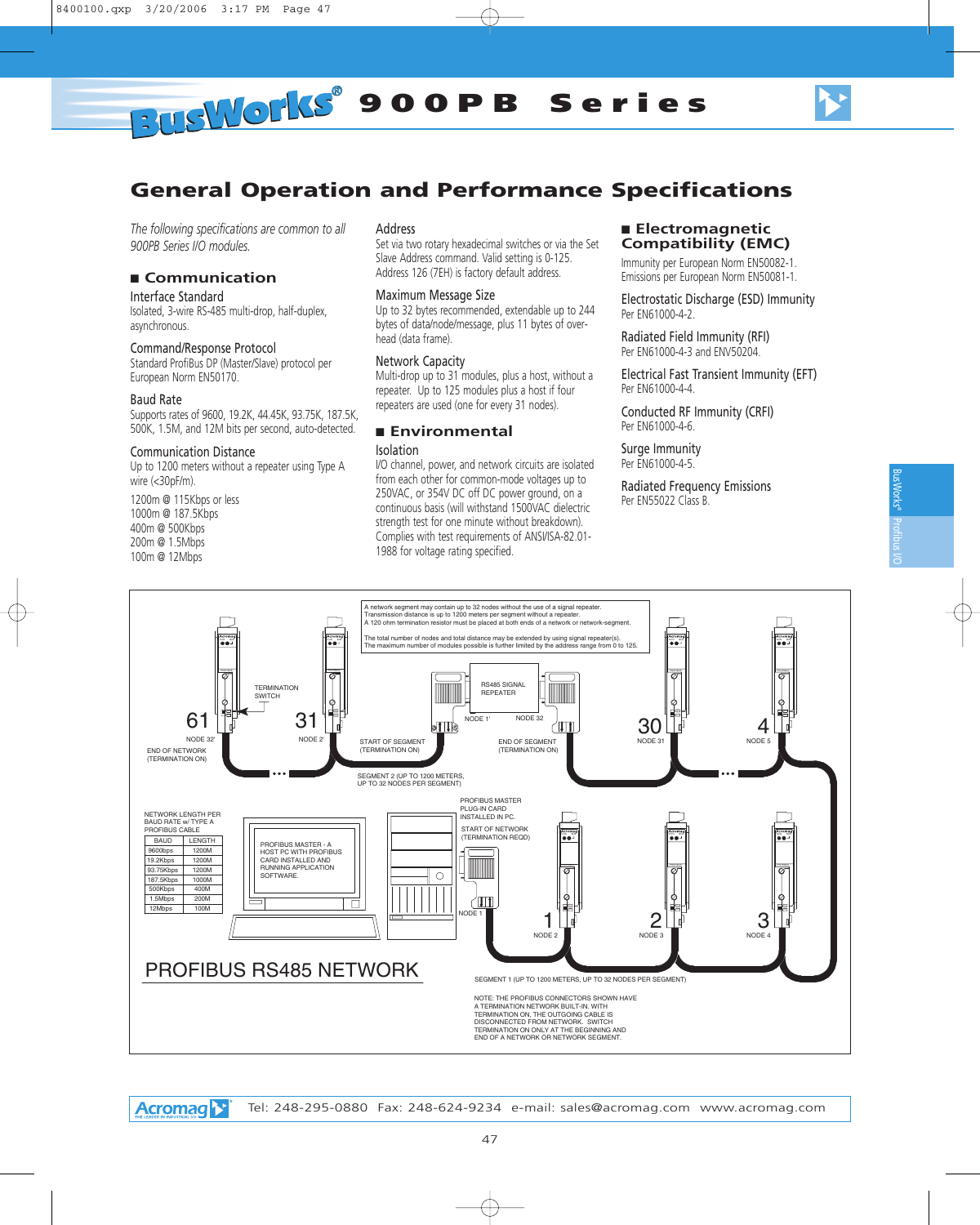# General Operation and Performance Specifications

*The following specifications are common to all 900PB Series I/O modules.*

## ■ Communication

### Interface Standard

Isolated, 3-wire RS-485 multi-drop, half-duplex, asynchronous.

### Command/Response Protocol

Standard ProfiBus DP (Master/Slave) protocol per European Norm EN50170.

### Baud Rate

Supports rates of 9600, 19.2K, 44.45K, 93.75K, 187.5K, 500K, 1.5M, and 12M bits per second, auto-detected.

### Communication Distance

Up to 1200 meters without a repeater using Type A wire (<30pF/m).

1200m @ 115Kbps or less
1000m @ 187.5Kbps
400m @ 500Kbps
200m @ 1.5Mbps
100m @ 12Mbps

### Address

Set via two rotary hexadecimal switches or via the Set Slave Address command. Valid setting is 0-125. Address 126 (7EH) is factory default address.

### Maximum Message Size

Up to 32 bytes recommended, extendable up to 244 bytes of data/node/message, plus 11 bytes of overhead (data frame).

### Network Capacity

Multi-drop up to 31 modules, plus a host, without a repeater. Up to 125 modules plus a host if four repeaters are used (one for every 31 nodes).

## ■ Environmental

### Isolation

I/O channel, power, and network circuits are isolated from each other for common-mode voltages up to 250VAC, or 354V DC off DC power ground, on a continuous basis (will withstand 1500VAC dielectric strength test for one minute without breakdown). Complies with test requirements of ANSI/ISA-82.01-1988 for voltage rating specified.

## ■ Electromagnetic Compatibility (EMC)

Immunity per European Norm EN50082-1.
Emissions per European Norm EN50081-1.

### Electrostatic Discharge (ESD) Immunity

Per EN61000-4-2.

### Radiated Field Immunity (RFI)

Per EN61000-4-3 and ENV50204.

### Electrical Fast Transient Immunity (EFT)

Per EN61000-4-4.

### Conducted RF Immunity (CRFI)

Per EN61000-4-6.

### Surge Immunity

Per EN61000-4-5.

### Radiated Frequency Emissions

Per EN55022 Class B.

A network segment may contain up to 32 nodes without the use of a signal repeater. Transmission distance is up to 1200 meters per segment without a repeater. A 120 ohm termination resistor must be placed at both ends of a network or network-segment.

The total number of nodes and total distance may be extended by using signal repeater(s). The maximum number of modules possible is further limited by the address range from 0 to 125.

NETWORK LENGTH PER BAUD RATE w/ TYPE A PROFIBUS CABLE

| BAUD | LENGTH |
|---|---|
| 9600bps | 1200M |
| 19.2Kbps | 1200M |
| 93.75Kbps | 1200M |
| 187.5Kbps | 1000M |
| 500Kbps | 400M |
| 1.5Mbps | 200M |
| 12Mbps | 100M |

PROFIBUS RS485 NETWORK

NOTE: THE PROFIBUS CONNECTORS SHOWN HAVE A TERMINATION NETWORK BUILT-IN. WITH TERMINATION ON, THE OUTGOING CABLE IS DISCONNECTED FROM NETWORK. SWITCH TERMINATION ON ONLY AT THE BEGINNING AND END OF A NETWORK OR NETWORK SEGMENT.

Acromag Tel: 248-295-0880 Fax: 248-624-9234 e-mail: sales@acromag.com www.acromag.com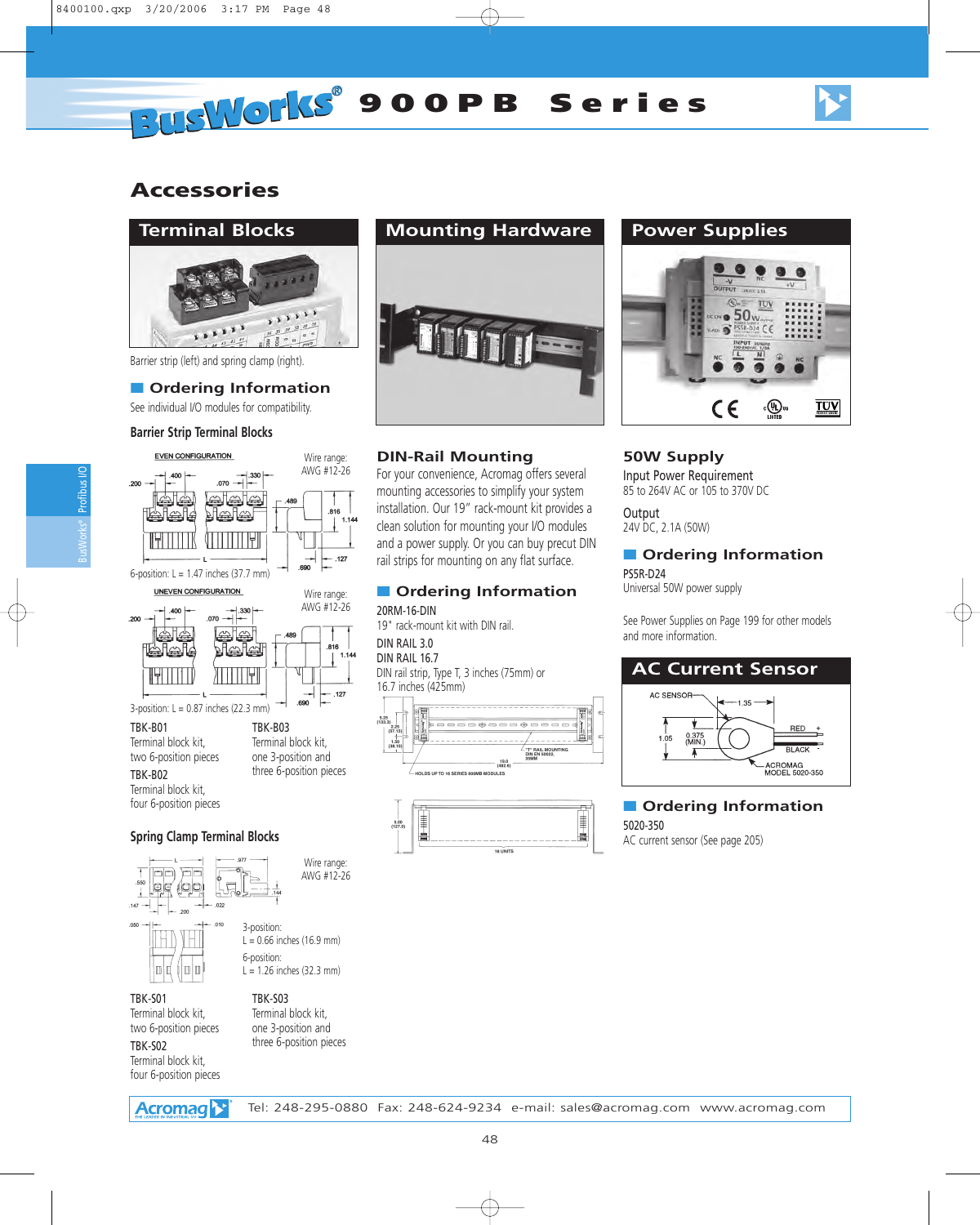# Accessories

## Terminal Blocks

Barrier strip (left) and spring clamp (right).

### Ordering Information

See individual I/O modules for compatibility.

**Barrier Strip Terminal Blocks**

EVEN CONFIGURATION

Wire range:
AWG #12-26

6-position: L = 1.47 inches (37.7 mm)

UNEVEN CONFIGURATION

Wire range:
AWG #12-26

3-position: L = 0.87 inches (22.3 mm)

**TBK-B01**
Terminal block kit, two 6-position pieces

**TBK-B02**
Terminal block kit, four 6-position pieces

**TBK-B03**
Terminal block kit, one 3-position and three 6-position pieces

**Spring Clamp Terminal Blocks**

Wire range:
AWG #12-26

3-position:
L = 0.66 inches (16.9 mm)

6-position:
L = 1.26 inches (32.3 mm)

**TBK-S01**
Terminal block kit, two 6-position pieces

**TBK-S02**
Terminal block kit, four 6-position pieces

**TBK-S03**
Terminal block kit, one 3-position and three 6-position pieces

## Mounting Hardware

### DIN-Rail Mounting

For your convenience, Acromag offers several mounting accessories to simplify your system installation. Our 19" rack-mount kit provides a clean solution for mounting your I/O modules and a power supply. Or you can buy precut DIN rail strips for mounting on any flat surface.

### Ordering Information

**20RM-16-DIN**
19" rack-mount kit with DIN rail.

**DIN RAIL 3.0**
**DIN RAIL 16.7**
DIN rail strip, Type T, 3 inches (75mm) or 16.7 inches (425mm)

HOLDS UP TO 16 SERIES 900MB MODULES

"T" RAIL MOUNTING DIN EN 50022, 35MM

## Power Supplies

### 50W Supply

Input Power Requirement
85 to 264V AC or 105 to 370V DC

Output
24V DC, 2.1A (50W)

### Ordering Information

**PS5R-D24**
Universal 50W power supply

See Power Supplies on Page 199 for other models and more information.

## AC Current Sensor

AC SENSOR

ACROMAG MODEL 5020-350

### Ordering Information

**5020-350**
AC current sensor (See page 205)

Tel: 248-295-0880 Fax: 248-624-9234 e-mail: sales@acromag.com www.acromag.com